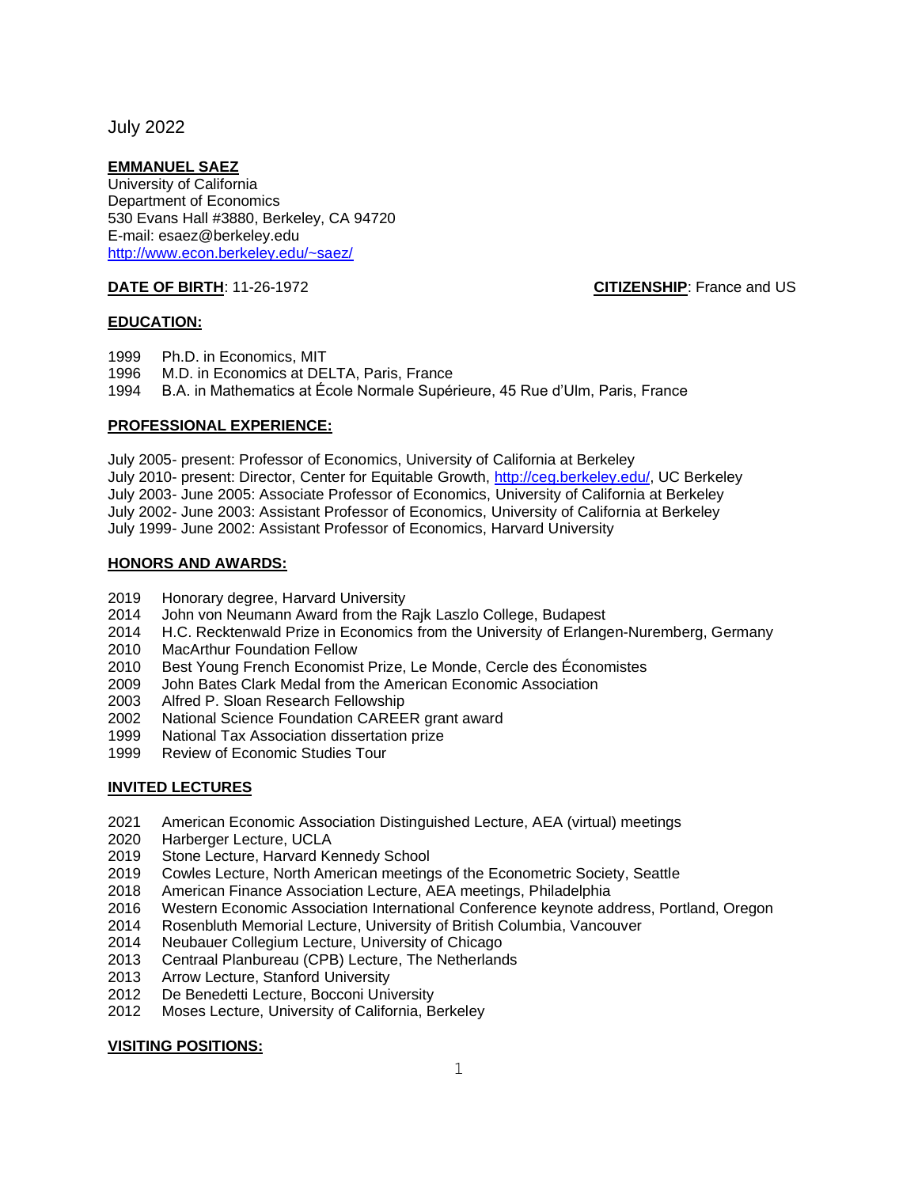July 2022

**EMMANUEL SAEZ**
University of California
Department of Economics
530 Evans Hall #3880, Berkeley, CA 94720
E-mail: esaez@berkeley.edu
[http://www.econ.berkeley.edu/~saez/](http://www.econ.berkeley.edu/~saez/)

**DATE OF BIRTH**: 11-26-1972 **CITIZENSHIP**: France and US

**EDUCATION:**

1999 Ph.D. in Economics, MIT
1996 M.D. in Economics at DELTA, Paris, France
1994 B.A. in Mathematics at École Normale Supérieure, 45 Rue d'Ulm, Paris, France

**PROFESSIONAL EXPERIENCE:**

July 2005- present: Professor of Economics, University of California at Berkeley
July 2010- present: Director, Center for Equitable Growth, [http://ceg.berkeley.edu/](http://ceg.berkeley.edu/), UC Berkeley
July 2003- June 2005: Associate Professor of Economics, University of California at Berkeley
July 2002- June 2003: Assistant Professor of Economics, University of California at Berkeley
July 1999- June 2002: Assistant Professor of Economics, Harvard University

**HONORS AND AWARDS:**

2019 Honorary degree, Harvard University
2014 John von Neumann Award from the Rajk Laszlo College, Budapest
2014 H.C. Recktenwald Prize in Economics from the University of Erlangen-Nuremberg, Germany
2010 MacArthur Foundation Fellow
2010 Best Young French Economist Prize, Le Monde, Cercle des Économistes
2009 John Bates Clark Medal from the American Economic Association
2003 Alfred P. Sloan Research Fellowship
2002 National Science Foundation CAREER grant award
1999 National Tax Association dissertation prize
1999 Review of Economic Studies Tour

**INVITED LECTURES**

2021 American Economic Association Distinguished Lecture, AEA (virtual) meetings
2020 Harberger Lecture, UCLA
2019 Stone Lecture, Harvard Kennedy School
2019 Cowles Lecture, North American meetings of the Econometric Society, Seattle
2018 American Finance Association Lecture, AEA meetings, Philadelphia
2016 Western Economic Association International Conference keynote address, Portland, Oregon
2014 Rosenbluth Memorial Lecture, University of British Columbia, Vancouver
2014 Neubauer Collegium Lecture, University of Chicago
2013 Centraal Planbureau (CPB) Lecture, The Netherlands
2013 Arrow Lecture, Stanford University
2012 De Benedetti Lecture, Bocconi University
2012 Moses Lecture, University of California, Berkeley

**VISITING POSITIONS:**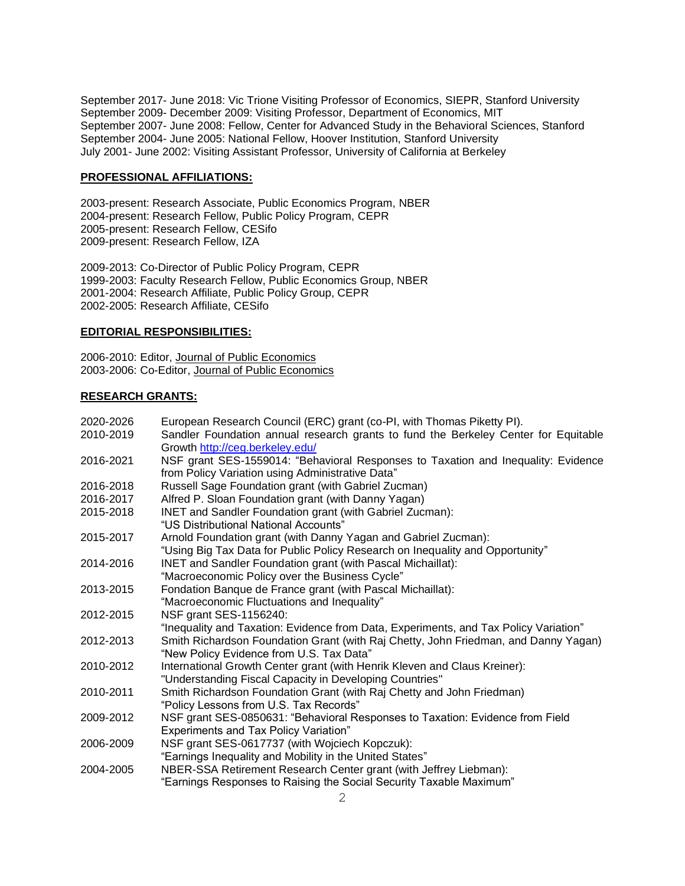September 2017- June 2018: Vic Trione Visiting Professor of Economics, SIEPR, Stanford University
September 2009- December 2009: Visiting Professor, Department of Economics, MIT
September 2007- June 2008: Fellow, Center for Advanced Study in the Behavioral Sciences, Stanford
September 2004- June 2005: National Fellow, Hoover Institution, Stanford University
July 2001- June 2002: Visiting Assistant Professor, University of California at Berkeley

## PROFESSIONAL AFFILIATIONS:

2003-present: Research Associate, Public Economics Program, NBER
2004-present: Research Fellow, Public Policy Program, CEPR
2005-present: Research Fellow, CESifo
2009-present: Research Fellow, IZA

2009-2013: Co-Director of Public Policy Program, CEPR
1999-2003: Faculty Research Fellow, Public Economics Group, NBER
2001-2004: Research Affiliate, Public Policy Group, CEPR
2002-2005: Research Affiliate, CESifo

## EDITORIAL RESPONSIBILITIES:

2006-2010: Editor, Journal of Public Economics
2003-2006: Co-Editor, Journal of Public Economics

## RESEARCH GRANTS:

2020-2026 European Research Council (ERC) grant (co-PI, with Thomas Piketty PI).
2010-2019 Sandler Foundation annual research grants to fund the Berkeley Center for Equitable Growth http://ceg.berkeley.edu/
2016-2021 NSF grant SES-1559014: "Behavioral Responses to Taxation and Inequality: Evidence from Policy Variation using Administrative Data"
2016-2018 Russell Sage Foundation grant (with Gabriel Zucman)
2016-2017 Alfred P. Sloan Foundation grant (with Danny Yagan)
2015-2018 INET and Sandler Foundation grant (with Gabriel Zucman): "US Distributional National Accounts"
2015-2017 Arnold Foundation grant (with Danny Yagan and Gabriel Zucman): "Using Big Tax Data for Public Policy Research on Inequality and Opportunity"
2014-2016 INET and Sandler Foundation grant (with Pascal Michaillat): "Macroeconomic Policy over the Business Cycle"
2013-2015 Fondation Banque de France grant (with Pascal Michaillat): "Macroeconomic Fluctuations and Inequality"
2012-2015 NSF grant SES-1156240: "Inequality and Taxation: Evidence from Data, Experiments, and Tax Policy Variation"
2012-2013 Smith Richardson Foundation Grant (with Raj Chetty, John Friedman, and Danny Yagan) "New Policy Evidence from U.S. Tax Data"
2010-2012 International Growth Center grant (with Henrik Kleven and Claus Kreiner): "Understanding Fiscal Capacity in Developing Countries"
2010-2011 Smith Richardson Foundation Grant (with Raj Chetty and John Friedman) "Policy Lessons from U.S. Tax Records"
2009-2012 NSF grant SES-0850631: "Behavioral Responses to Taxation: Evidence from Field Experiments and Tax Policy Variation"
2006-2009 NSF grant SES-0617737 (with Wojciech Kopczuk): "Earnings Inequality and Mobility in the United States"
2004-2005 NBER-SSA Retirement Research Center grant (with Jeffrey Liebman): "Earnings Responses to Raising the Social Security Taxable Maximum"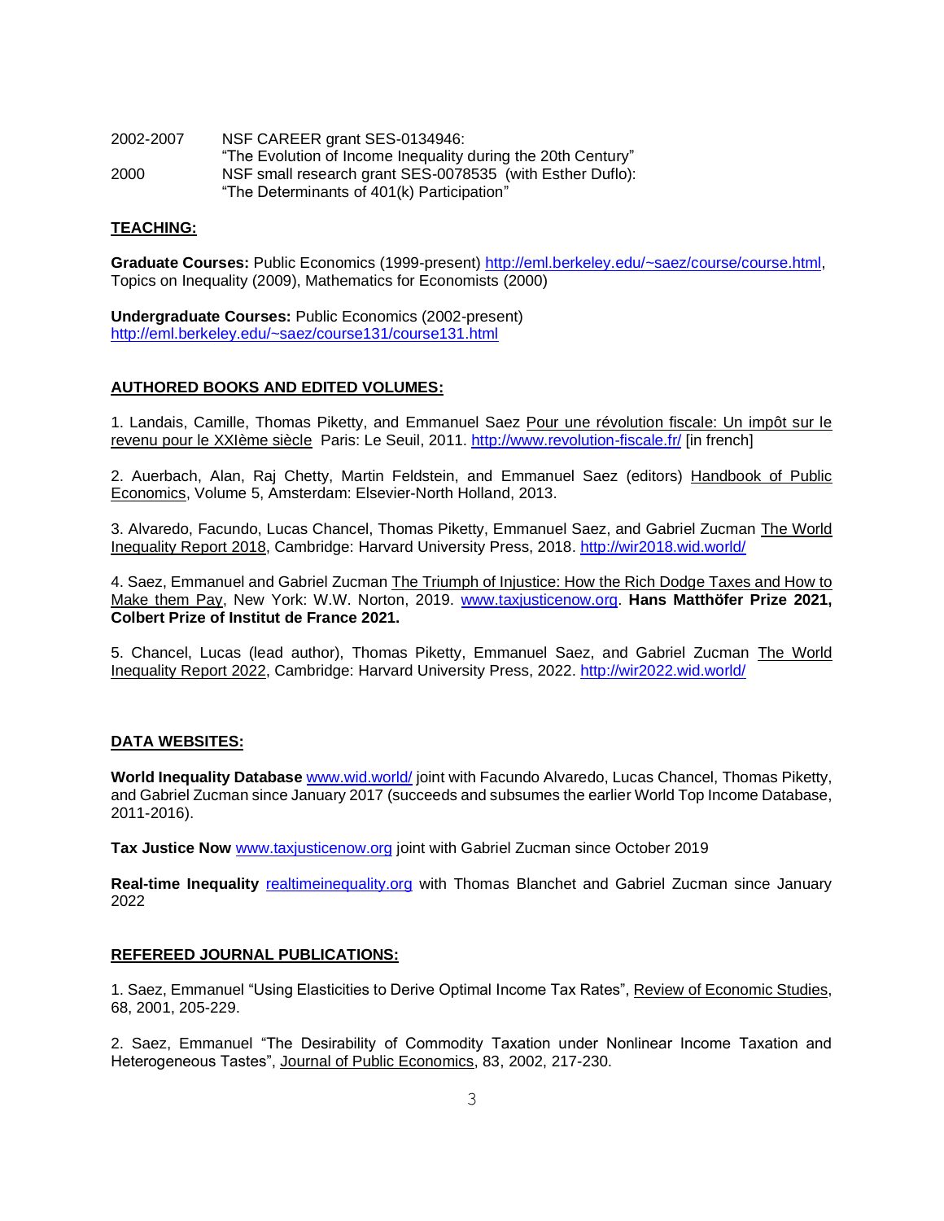2002-2007 NSF CAREER grant SES-0134946:
"The Evolution of Income Inequality during the 20th Century"

2000 NSF small research grant SES-0078535 (with Esther Duflo):
"The Determinants of 401(k) Participation"

## TEACHING:

**Graduate Courses:** Public Economics (1999-present) http://eml.berkeley.edu/~saez/course/course.html, Topics on Inequality (2009), Mathematics for Economists (2000)

**Undergraduate Courses:** Public Economics (2002-present)
http://eml.berkeley.edu/~saez/course131/course131.html

## AUTHORED BOOKS AND EDITED VOLUMES:

1. Landais, Camille, Thomas Piketty, and Emmanuel Saez Pour une révolution fiscale: Un impôt sur le revenu pour le XXIème siècle Paris: Le Seuil, 2011. http://www.revolution-fiscale.fr/ [in french]

2. Auerbach, Alan, Raj Chetty, Martin Feldstein, and Emmanuel Saez (editors) Handbook of Public Economics, Volume 5, Amsterdam: Elsevier-North Holland, 2013.

3. Alvaredo, Facundo, Lucas Chancel, Thomas Piketty, Emmanuel Saez, and Gabriel Zucman The World Inequality Report 2018, Cambridge: Harvard University Press, 2018. http://wir2018.wid.world/

4. Saez, Emmanuel and Gabriel Zucman The Triumph of Injustice: How the Rich Dodge Taxes and How to Make them Pay, New York: W.W. Norton, 2019. www.taxjusticenow.org. **Hans Matthöfer Prize 2021, Colbert Prize of Institut de France 2021.**

5. Chancel, Lucas (lead author), Thomas Piketty, Emmanuel Saez, and Gabriel Zucman The World Inequality Report 2022, Cambridge: Harvard University Press, 2022. http://wir2022.wid.world/

## DATA WEBSITES:

**World Inequality Database** www.wid.world/ joint with Facundo Alvaredo, Lucas Chancel, Thomas Piketty, and Gabriel Zucman since January 2017 (succeeds and subsumes the earlier World Top Income Database, 2011-2016).

**Tax Justice Now** www.taxjusticenow.org joint with Gabriel Zucman since October 2019

**Real-time Inequality** realtimeinequality.org with Thomas Blanchet and Gabriel Zucman since January 2022

## REFEREED JOURNAL PUBLICATIONS:

1. Saez, Emmanuel "Using Elasticities to Derive Optimal Income Tax Rates", Review of Economic Studies, 68, 2001, 205-229.

2. Saez, Emmanuel "The Desirability of Commodity Taxation under Nonlinear Income Taxation and Heterogeneous Tastes", Journal of Public Economics, 83, 2002, 217-230.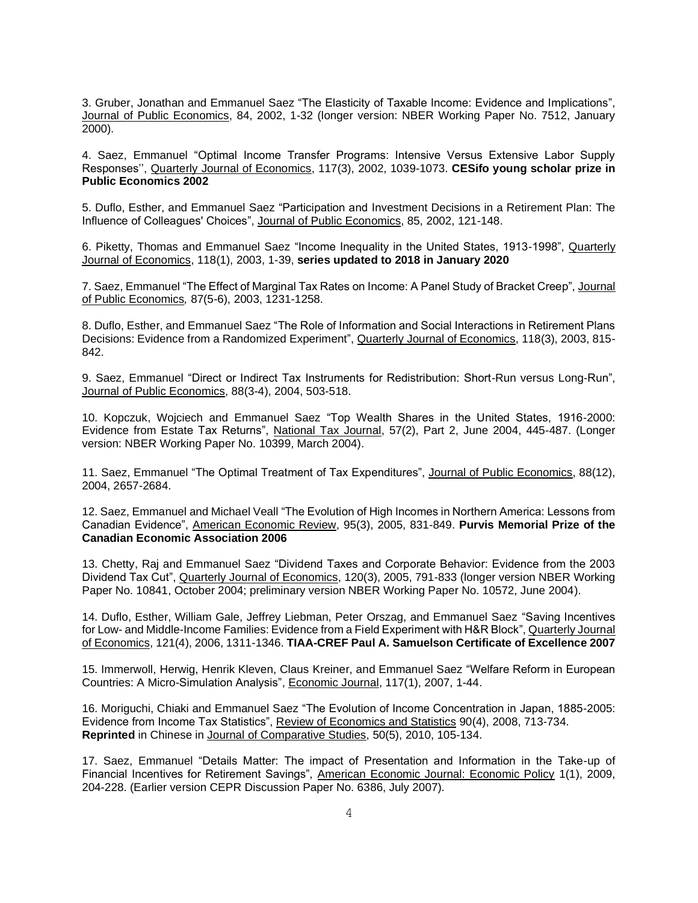3. Gruber, Jonathan and Emmanuel Saez "The Elasticity of Taxable Income: Evidence and Implications", Journal of Public Economics, 84, 2002, 1-32 (longer version: NBER Working Paper No. 7512, January 2000).

4. Saez, Emmanuel "Optimal Income Transfer Programs: Intensive Versus Extensive Labor Supply Responses'', Quarterly Journal of Economics, 117(3), 2002, 1039-1073. **CESifo young scholar prize in Public Economics 2002**

5. Duflo, Esther, and Emmanuel Saez "Participation and Investment Decisions in a Retirement Plan: The Influence of Colleagues' Choices", Journal of Public Economics, 85, 2002, 121-148.

6. Piketty, Thomas and Emmanuel Saez "Income Inequality in the United States, 1913-1998", Quarterly Journal of Economics, 118(1), 2003, 1-39, **series updated to 2018 in January 2020**

7. Saez, Emmanuel "The Effect of Marginal Tax Rates on Income: A Panel Study of Bracket Creep", Journal of Public Economics, 87(5-6), 2003, 1231-1258.

8. Duflo, Esther, and Emmanuel Saez "The Role of Information and Social Interactions in Retirement Plans Decisions: Evidence from a Randomized Experiment", Quarterly Journal of Economics, 118(3), 2003, 815-842.

9. Saez, Emmanuel "Direct or Indirect Tax Instruments for Redistribution: Short-Run versus Long-Run", Journal of Public Economics, 88(3-4), 2004, 503-518.

10. Kopczuk, Wojciech and Emmanuel Saez "Top Wealth Shares in the United States, 1916-2000: Evidence from Estate Tax Returns", National Tax Journal, 57(2), Part 2, June 2004, 445-487. (Longer version: NBER Working Paper No. 10399, March 2004).

11. Saez, Emmanuel "The Optimal Treatment of Tax Expenditures", Journal of Public Economics, 88(12), 2004, 2657-2684.

12. Saez, Emmanuel and Michael Veall "The Evolution of High Incomes in Northern America: Lessons from Canadian Evidence", American Economic Review, 95(3), 2005, 831-849. **Purvis Memorial Prize of the Canadian Economic Association 2006**

13. Chetty, Raj and Emmanuel Saez "Dividend Taxes and Corporate Behavior: Evidence from the 2003 Dividend Tax Cut", Quarterly Journal of Economics, 120(3), 2005, 791-833 (longer version NBER Working Paper No. 10841, October 2004; preliminary version NBER Working Paper No. 10572, June 2004).

14. Duflo, Esther, William Gale, Jeffrey Liebman, Peter Orszag, and Emmanuel Saez "Saving Incentives for Low- and Middle-Income Families: Evidence from a Field Experiment with H&R Block", Quarterly Journal of Economics, 121(4), 2006, 1311-1346. **TIAA-CREF Paul A. Samuelson Certificate of Excellence 2007**

15. Immerwoll, Herwig, Henrik Kleven, Claus Kreiner, and Emmanuel Saez "Welfare Reform in European Countries: A Micro-Simulation Analysis", Economic Journal, 117(1), 2007, 1-44.

16. Moriguchi, Chiaki and Emmanuel Saez "The Evolution of Income Concentration in Japan, 1885-2005: Evidence from Income Tax Statistics", Review of Economics and Statistics 90(4), 2008, 713-734. **Reprinted** in Chinese in Journal of Comparative Studies, 50(5), 2010, 105-134.

17. Saez, Emmanuel "Details Matter: The impact of Presentation and Information in the Take-up of Financial Incentives for Retirement Savings", American Economic Journal: Economic Policy 1(1), 2009, 204-228. (Earlier version CEPR Discussion Paper No. 6386, July 2007).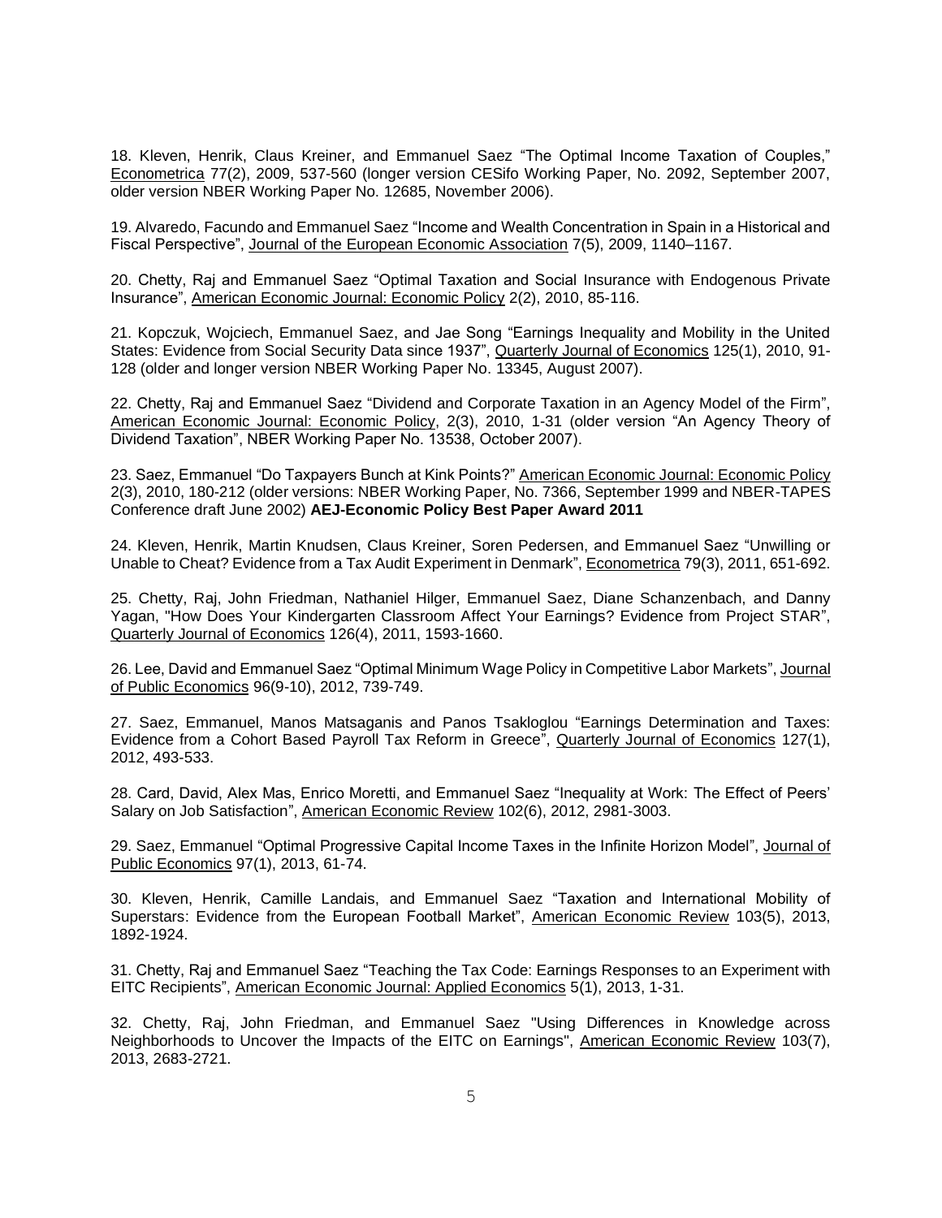18. Kleven, Henrik, Claus Kreiner, and Emmanuel Saez “The Optimal Income Taxation of Couples,” Econometrica 77(2), 2009, 537-560 (longer version CESifo Working Paper, No. 2092, September 2007, older version NBER Working Paper No. 12685, November 2006).

19. Alvaredo, Facundo and Emmanuel Saez “Income and Wealth Concentration in Spain in a Historical and Fiscal Perspective”, Journal of the European Economic Association 7(5), 2009, 1140–1167.

20. Chetty, Raj and Emmanuel Saez “Optimal Taxation and Social Insurance with Endogenous Private Insurance”, American Economic Journal: Economic Policy 2(2), 2010, 85-116.

21. Kopczuk, Wojciech, Emmanuel Saez, and Jae Song “Earnings Inequality and Mobility in the United States: Evidence from Social Security Data since 1937”, Quarterly Journal of Economics 125(1), 2010, 91-128 (older and longer version NBER Working Paper No. 13345, August 2007).

22. Chetty, Raj and Emmanuel Saez “Dividend and Corporate Taxation in an Agency Model of the Firm”, American Economic Journal: Economic Policy, 2(3), 2010, 1-31 (older version “An Agency Theory of Dividend Taxation”, NBER Working Paper No. 13538, October 2007).

23. Saez, Emmanuel “Do Taxpayers Bunch at Kink Points?” American Economic Journal: Economic Policy 2(3), 2010, 180-212 (older versions: NBER Working Paper, No. 7366, September 1999 and NBER-TAPES Conference draft June 2002) **AEJ-Economic Policy Best Paper Award 2011**

24. Kleven, Henrik, Martin Knudsen, Claus Kreiner, Soren Pedersen, and Emmanuel Saez “Unwilling or Unable to Cheat? Evidence from a Tax Audit Experiment in Denmark”, Econometrica 79(3), 2011, 651-692.

25. Chetty, Raj, John Friedman, Nathaniel Hilger, Emmanuel Saez, Diane Schanzenbach, and Danny Yagan, "How Does Your Kindergarten Classroom Affect Your Earnings? Evidence from Project STAR", Quarterly Journal of Economics 126(4), 2011, 1593-1660.

26. Lee, David and Emmanuel Saez “Optimal Minimum Wage Policy in Competitive Labor Markets”, Journal of Public Economics 96(9-10), 2012, 739-749.

27. Saez, Emmanuel, Manos Matsaganis and Panos Tsakloglou “Earnings Determination and Taxes: Evidence from a Cohort Based Payroll Tax Reform in Greece”, Quarterly Journal of Economics 127(1), 2012, 493-533.

28. Card, David, Alex Mas, Enrico Moretti, and Emmanuel Saez “Inequality at Work: The Effect of Peers’ Salary on Job Satisfaction”, American Economic Review 102(6), 2012, 2981-3003.

29. Saez, Emmanuel “Optimal Progressive Capital Income Taxes in the Infinite Horizon Model”, Journal of Public Economics 97(1), 2013, 61-74.

30. Kleven, Henrik, Camille Landais, and Emmanuel Saez “Taxation and International Mobility of Superstars: Evidence from the European Football Market”, American Economic Review 103(5), 2013, 1892-1924.

31. Chetty, Raj and Emmanuel Saez “Teaching the Tax Code: Earnings Responses to an Experiment with EITC Recipients”, American Economic Journal: Applied Economics 5(1), 2013, 1-31.

32. Chetty, Raj, John Friedman, and Emmanuel Saez "Using Differences in Knowledge across Neighborhoods to Uncover the Impacts of the EITC on Earnings", American Economic Review 103(7), 2013, 2683-2721.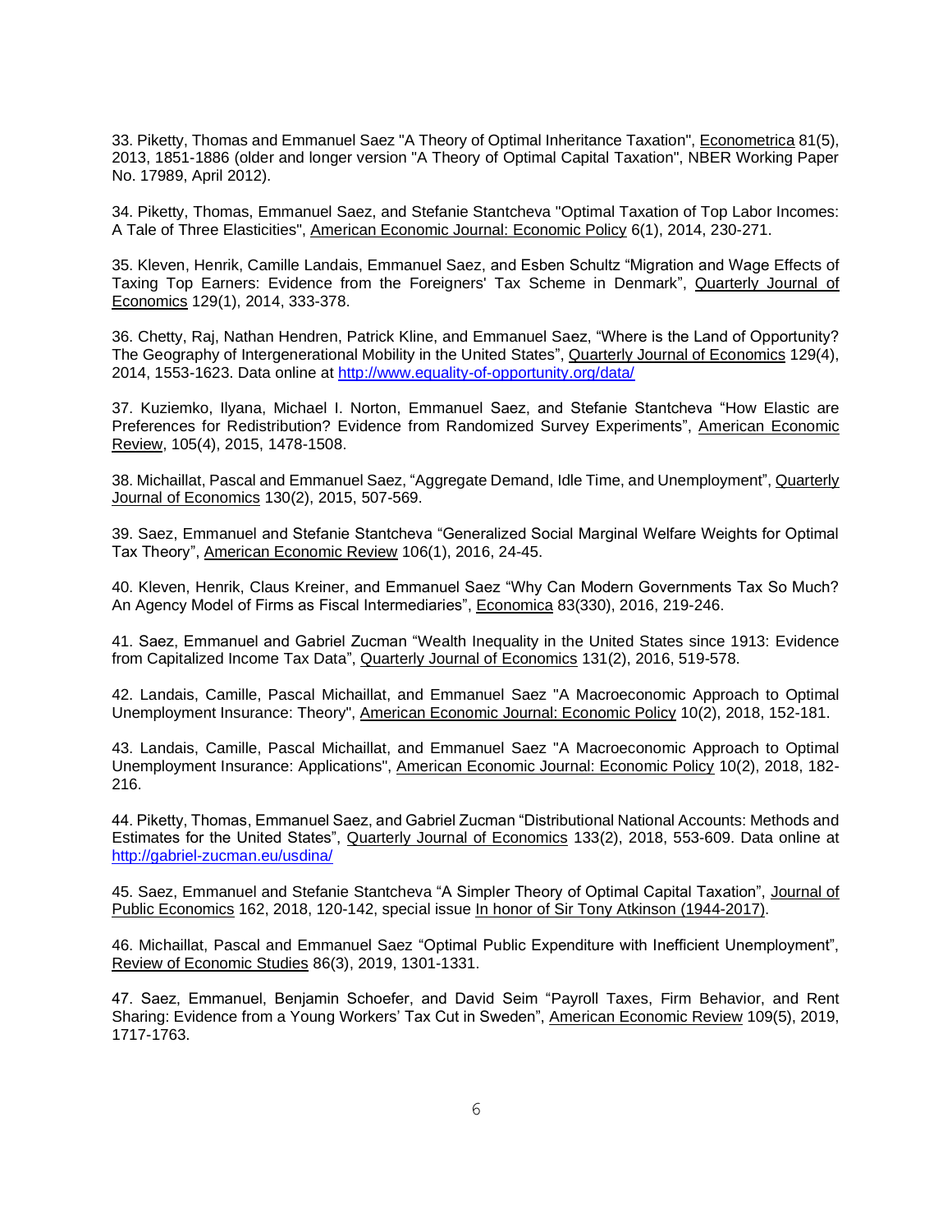33. Piketty, Thomas and Emmanuel Saez "A Theory of Optimal Inheritance Taxation", Econometrica 81(5), 2013, 1851-1886 (older and longer version "A Theory of Optimal Capital Taxation", NBER Working Paper No. 17989, April 2012).

34. Piketty, Thomas, Emmanuel Saez, and Stefanie Stantcheva "Optimal Taxation of Top Labor Incomes: A Tale of Three Elasticities", American Economic Journal: Economic Policy 6(1), 2014, 230-271.

35. Kleven, Henrik, Camille Landais, Emmanuel Saez, and Esben Schultz "Migration and Wage Effects of Taxing Top Earners: Evidence from the Foreigners' Tax Scheme in Denmark", Quarterly Journal of Economics 129(1), 2014, 333-378.

36. Chetty, Raj, Nathan Hendren, Patrick Kline, and Emmanuel Saez, "Where is the Land of Opportunity? The Geography of Intergenerational Mobility in the United States", Quarterly Journal of Economics 129(4), 2014, 1553-1623. Data online at http://www.equality-of-opportunity.org/data/

37. Kuziemko, Ilyana, Michael I. Norton, Emmanuel Saez, and Stefanie Stantcheva "How Elastic are Preferences for Redistribution? Evidence from Randomized Survey Experiments", American Economic Review, 105(4), 2015, 1478-1508.

38. Michaillat, Pascal and Emmanuel Saez, "Aggregate Demand, Idle Time, and Unemployment", Quarterly Journal of Economics 130(2), 2015, 507-569.

39. Saez, Emmanuel and Stefanie Stantcheva "Generalized Social Marginal Welfare Weights for Optimal Tax Theory", American Economic Review 106(1), 2016, 24-45.

40. Kleven, Henrik, Claus Kreiner, and Emmanuel Saez "Why Can Modern Governments Tax So Much? An Agency Model of Firms as Fiscal Intermediaries", Economica 83(330), 2016, 219-246.

41. Saez, Emmanuel and Gabriel Zucman "Wealth Inequality in the United States since 1913: Evidence from Capitalized Income Tax Data", Quarterly Journal of Economics 131(2), 2016, 519-578.

42. Landais, Camille, Pascal Michaillat, and Emmanuel Saez "A Macroeconomic Approach to Optimal Unemployment Insurance: Theory", American Economic Journal: Economic Policy 10(2), 2018, 152-181.

43. Landais, Camille, Pascal Michaillat, and Emmanuel Saez "A Macroeconomic Approach to Optimal Unemployment Insurance: Applications", American Economic Journal: Economic Policy 10(2), 2018, 182-216.

44. Piketty, Thomas, Emmanuel Saez, and Gabriel Zucman "Distributional National Accounts: Methods and Estimates for the United States", Quarterly Journal of Economics 133(2), 2018, 553-609. Data online at http://gabriel-zucman.eu/usdina/

45. Saez, Emmanuel and Stefanie Stantcheva "A Simpler Theory of Optimal Capital Taxation", Journal of Public Economics 162, 2018, 120-142, special issue In honor of Sir Tony Atkinson (1944-2017).

46. Michaillat, Pascal and Emmanuel Saez "Optimal Public Expenditure with Inefficient Unemployment", Review of Economic Studies 86(3), 2019, 1301-1331.

47. Saez, Emmanuel, Benjamin Schoefer, and David Seim "Payroll Taxes, Firm Behavior, and Rent Sharing: Evidence from a Young Workers' Tax Cut in Sweden", American Economic Review 109(5), 2019, 1717-1763.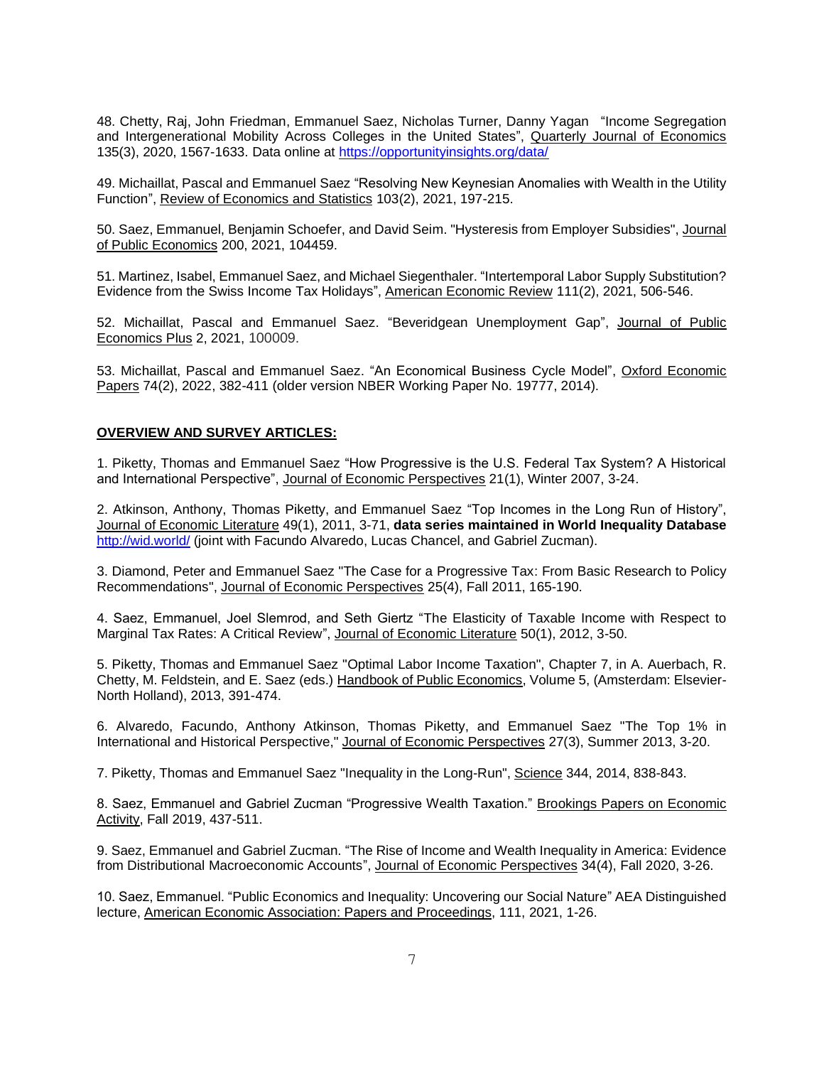48. Chetty, Raj, John Friedman, Emmanuel Saez, Nicholas Turner, Danny Yagan "Income Segregation and Intergenerational Mobility Across Colleges in the United States", Quarterly Journal of Economics 135(3), 2020, 1567-1633. Data online at https://opportunityinsights.org/data/

49. Michaillat, Pascal and Emmanuel Saez "Resolving New Keynesian Anomalies with Wealth in the Utility Function", Review of Economics and Statistics 103(2), 2021, 197-215.

50. Saez, Emmanuel, Benjamin Schoefer, and David Seim. "Hysteresis from Employer Subsidies", Journal of Public Economics 200, 2021, 104459.

51. Martinez, Isabel, Emmanuel Saez, and Michael Siegenthaler. "Intertemporal Labor Supply Substitution? Evidence from the Swiss Income Tax Holidays", American Economic Review 111(2), 2021, 506-546.

52. Michaillat, Pascal and Emmanuel Saez. "Beveridgean Unemployment Gap", Journal of Public Economics Plus 2, 2021, 100009.

53. Michaillat, Pascal and Emmanuel Saez. "An Economical Business Cycle Model", Oxford Economic Papers 74(2), 2022, 382-411 (older version NBER Working Paper No. 19777, 2014).

**OVERVIEW AND SURVEY ARTICLES:**

1. Piketty, Thomas and Emmanuel Saez "How Progressive is the U.S. Federal Tax System? A Historical and International Perspective", Journal of Economic Perspectives 21(1), Winter 2007, 3-24.

2. Atkinson, Anthony, Thomas Piketty, and Emmanuel Saez "Top Incomes in the Long Run of History", Journal of Economic Literature 49(1), 2011, 3-71, **data series maintained in World Inequality Database** http://wid.world/ (joint with Facundo Alvaredo, Lucas Chancel, and Gabriel Zucman).

3. Diamond, Peter and Emmanuel Saez "The Case for a Progressive Tax: From Basic Research to Policy Recommendations", Journal of Economic Perspectives 25(4), Fall 2011, 165-190.

4. Saez, Emmanuel, Joel Slemrod, and Seth Giertz "The Elasticity of Taxable Income with Respect to Marginal Tax Rates: A Critical Review", Journal of Economic Literature 50(1), 2012, 3-50.

5. Piketty, Thomas and Emmanuel Saez "Optimal Labor Income Taxation", Chapter 7, in A. Auerbach, R. Chetty, M. Feldstein, and E. Saez (eds.) Handbook of Public Economics, Volume 5, (Amsterdam: Elsevier-North Holland), 2013, 391-474.

6. Alvaredo, Facundo, Anthony Atkinson, Thomas Piketty, and Emmanuel Saez "The Top 1% in International and Historical Perspective," Journal of Economic Perspectives 27(3), Summer 2013, 3-20.

7. Piketty, Thomas and Emmanuel Saez "Inequality in the Long-Run", Science 344, 2014, 838-843.

8. Saez, Emmanuel and Gabriel Zucman "Progressive Wealth Taxation." Brookings Papers on Economic Activity, Fall 2019, 437-511.

9. Saez, Emmanuel and Gabriel Zucman. "The Rise of Income and Wealth Inequality in America: Evidence from Distributional Macroeconomic Accounts", Journal of Economic Perspectives 34(4), Fall 2020, 3-26.

10. Saez, Emmanuel. "Public Economics and Inequality: Uncovering our Social Nature" AEA Distinguished lecture, American Economic Association: Papers and Proceedings, 111, 2021, 1-26.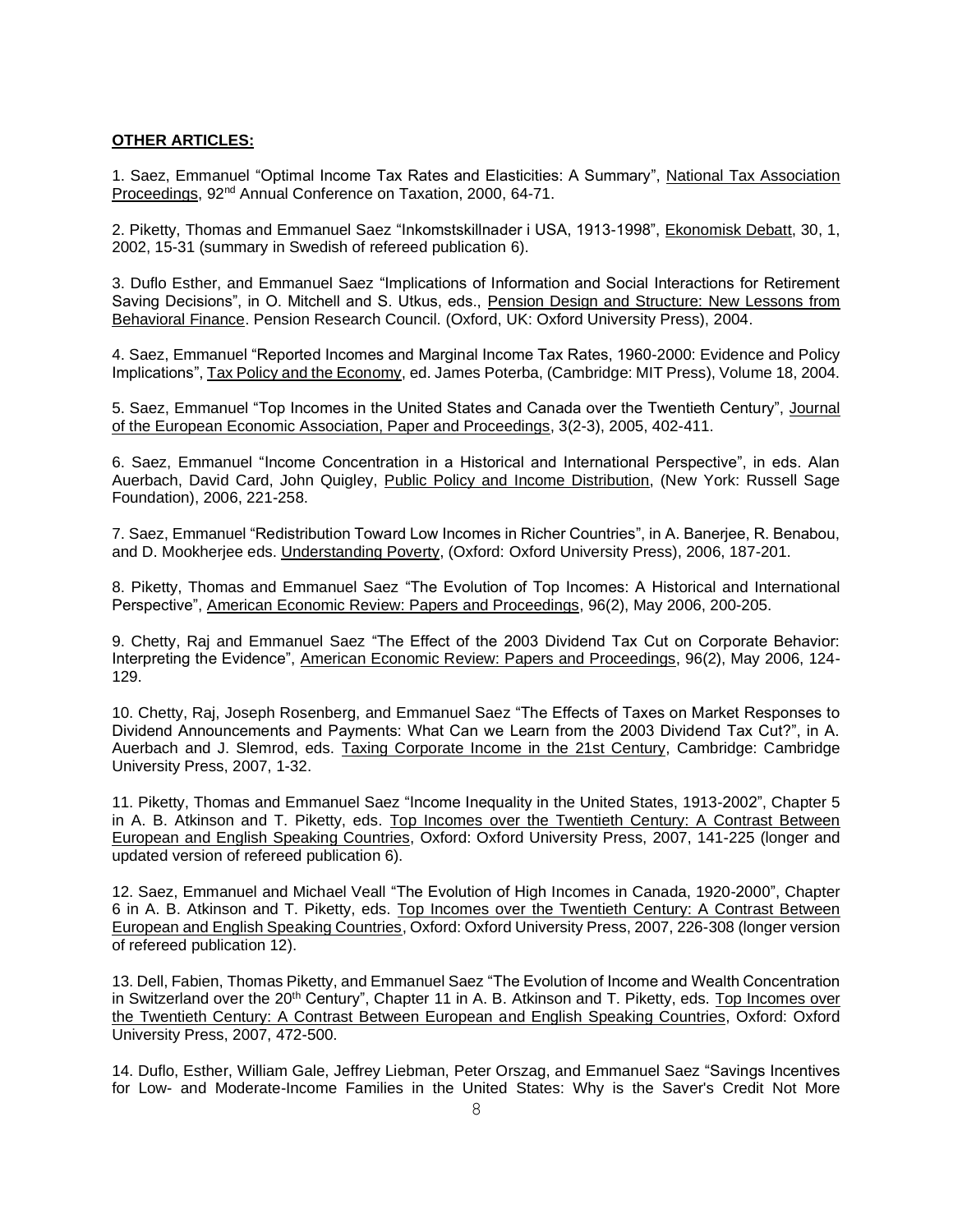**OTHER ARTICLES:**

1. Saez, Emmanuel "Optimal Income Tax Rates and Elasticities: A Summary", National Tax Association Proceedings, 92nd Annual Conference on Taxation, 2000, 64-71.

2. Piketty, Thomas and Emmanuel Saez "Inkomstskillnader i USA, 1913-1998", Ekonomisk Debatt, 30, 1, 2002, 15-31 (summary in Swedish of refereed publication 6).

3. Duflo Esther, and Emmanuel Saez "Implications of Information and Social Interactions for Retirement Saving Decisions", in O. Mitchell and S. Utkus, eds., Pension Design and Structure: New Lessons from Behavioral Finance. Pension Research Council. (Oxford, UK: Oxford University Press), 2004.

4. Saez, Emmanuel "Reported Incomes and Marginal Income Tax Rates, 1960-2000: Evidence and Policy Implications", Tax Policy and the Economy, ed. James Poterba, (Cambridge: MIT Press), Volume 18, 2004.

5. Saez, Emmanuel "Top Incomes in the United States and Canada over the Twentieth Century", Journal of the European Economic Association, Paper and Proceedings, 3(2-3), 2005, 402-411.

6. Saez, Emmanuel "Income Concentration in a Historical and International Perspective", in eds. Alan Auerbach, David Card, John Quigley, Public Policy and Income Distribution, (New York: Russell Sage Foundation), 2006, 221-258.

7. Saez, Emmanuel "Redistribution Toward Low Incomes in Richer Countries", in A. Banerjee, R. Benabou, and D. Mookherjee eds. Understanding Poverty, (Oxford: Oxford University Press), 2006, 187-201.

8. Piketty, Thomas and Emmanuel Saez "The Evolution of Top Incomes: A Historical and International Perspective", American Economic Review: Papers and Proceedings, 96(2), May 2006, 200-205.

9. Chetty, Raj and Emmanuel Saez "The Effect of the 2003 Dividend Tax Cut on Corporate Behavior: Interpreting the Evidence", American Economic Review: Papers and Proceedings, 96(2), May 2006, 124-129.

10. Chetty, Raj, Joseph Rosenberg, and Emmanuel Saez "The Effects of Taxes on Market Responses to Dividend Announcements and Payments: What Can we Learn from the 2003 Dividend Tax Cut?", in A. Auerbach and J. Slemrod, eds. Taxing Corporate Income in the 21st Century, Cambridge: Cambridge University Press, 2007, 1-32.

11. Piketty, Thomas and Emmanuel Saez "Income Inequality in the United States, 1913-2002", Chapter 5 in A. B. Atkinson and T. Piketty, eds. Top Incomes over the Twentieth Century: A Contrast Between European and English Speaking Countries, Oxford: Oxford University Press, 2007, 141-225 (longer and updated version of refereed publication 6).

12. Saez, Emmanuel and Michael Veall "The Evolution of High Incomes in Canada, 1920-2000", Chapter 6 in A. B. Atkinson and T. Piketty, eds. Top Incomes over the Twentieth Century: A Contrast Between European and English Speaking Countries, Oxford: Oxford University Press, 2007, 226-308 (longer version of refereed publication 12).

13. Dell, Fabien, Thomas Piketty, and Emmanuel Saez "The Evolution of Income and Wealth Concentration in Switzerland over the 20th Century", Chapter 11 in A. B. Atkinson and T. Piketty, eds. Top Incomes over the Twentieth Century: A Contrast Between European and English Speaking Countries, Oxford: Oxford University Press, 2007, 472-500.

14. Duflo, Esther, William Gale, Jeffrey Liebman, Peter Orszag, and Emmanuel Saez "Savings Incentives for Low- and Moderate-Income Families in the United States: Why is the Saver's Credit Not More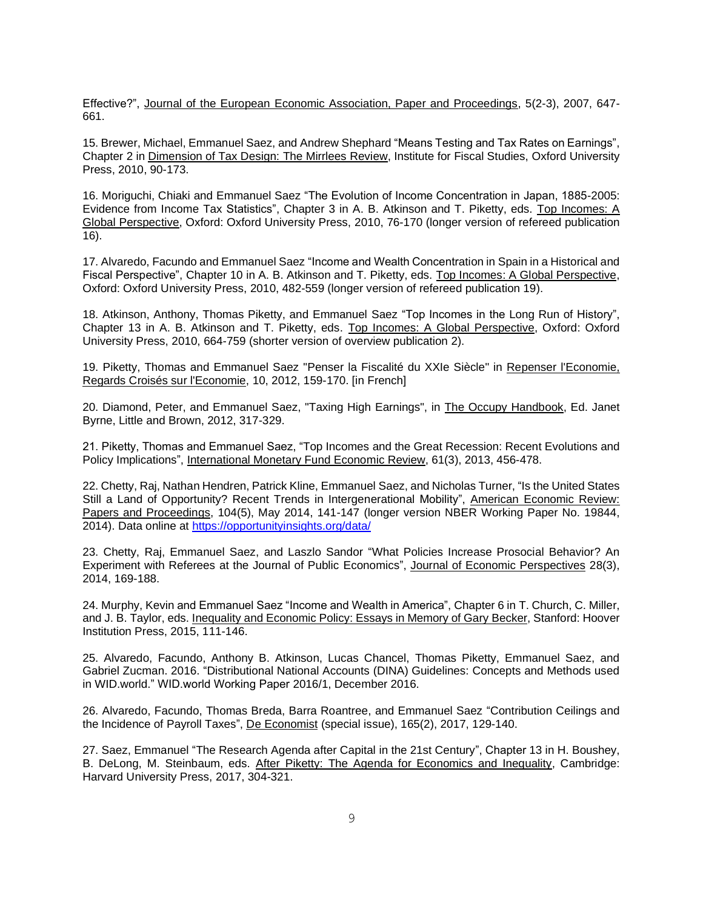Effective?", Journal of the European Economic Association, Paper and Proceedings, 5(2-3), 2007, 647-661.

15. Brewer, Michael, Emmanuel Saez, and Andrew Shephard "Means Testing and Tax Rates on Earnings", Chapter 2 in Dimension of Tax Design: The Mirrlees Review, Institute for Fiscal Studies, Oxford University Press, 2010, 90-173.

16. Moriguchi, Chiaki and Emmanuel Saez "The Evolution of Income Concentration in Japan, 1885-2005: Evidence from Income Tax Statistics", Chapter 3 in A. B. Atkinson and T. Piketty, eds. Top Incomes: A Global Perspective, Oxford: Oxford University Press, 2010, 76-170 (longer version of refereed publication 16).

17. Alvaredo, Facundo and Emmanuel Saez "Income and Wealth Concentration in Spain in a Historical and Fiscal Perspective", Chapter 10 in A. B. Atkinson and T. Piketty, eds. Top Incomes: A Global Perspective, Oxford: Oxford University Press, 2010, 482-559 (longer version of refereed publication 19).

18. Atkinson, Anthony, Thomas Piketty, and Emmanuel Saez "Top Incomes in the Long Run of History", Chapter 13 in A. B. Atkinson and T. Piketty, eds. Top Incomes: A Global Perspective, Oxford: Oxford University Press, 2010, 664-759 (shorter version of overview publication 2).

19. Piketty, Thomas and Emmanuel Saez "Penser la Fiscalité du XXIe Siècle" in Repenser l'Economie, Regards Croisés sur l'Economie, 10, 2012, 159-170. [in French]

20. Diamond, Peter, and Emmanuel Saez, "Taxing High Earnings", in The Occupy Handbook, Ed. Janet Byrne, Little and Brown, 2012, 317-329.

21. Piketty, Thomas and Emmanuel Saez, "Top Incomes and the Great Recession: Recent Evolutions and Policy Implications", International Monetary Fund Economic Review, 61(3), 2013, 456-478.

22. Chetty, Raj, Nathan Hendren, Patrick Kline, Emmanuel Saez, and Nicholas Turner, "Is the United States Still a Land of Opportunity? Recent Trends in Intergenerational Mobility", American Economic Review: Papers and Proceedings, 104(5), May 2014, 141-147 (longer version NBER Working Paper No. 19844, 2014). Data online at https://opportunityinsights.org/data/

23. Chetty, Raj, Emmanuel Saez, and Laszlo Sandor "What Policies Increase Prosocial Behavior? An Experiment with Referees at the Journal of Public Economics", Journal of Economic Perspectives 28(3), 2014, 169-188.

24. Murphy, Kevin and Emmanuel Saez "Income and Wealth in America", Chapter 6 in T. Church, C. Miller, and J. B. Taylor, eds. Inequality and Economic Policy: Essays in Memory of Gary Becker, Stanford: Hoover Institution Press, 2015, 111-146.

25. Alvaredo, Facundo, Anthony B. Atkinson, Lucas Chancel, Thomas Piketty, Emmanuel Saez, and Gabriel Zucman. 2016. "Distributional National Accounts (DINA) Guidelines: Concepts and Methods used in WID.world." WID.world Working Paper 2016/1, December 2016.

26. Alvaredo, Facundo, Thomas Breda, Barra Roantree, and Emmanuel Saez "Contribution Ceilings and the Incidence of Payroll Taxes", De Economist (special issue), 165(2), 2017, 129-140.

27. Saez, Emmanuel "The Research Agenda after Capital in the 21st Century", Chapter 13 in H. Boushey, B. DeLong, M. Steinbaum, eds. After Piketty: The Agenda for Economics and Inequality, Cambridge: Harvard University Press, 2017, 304-321.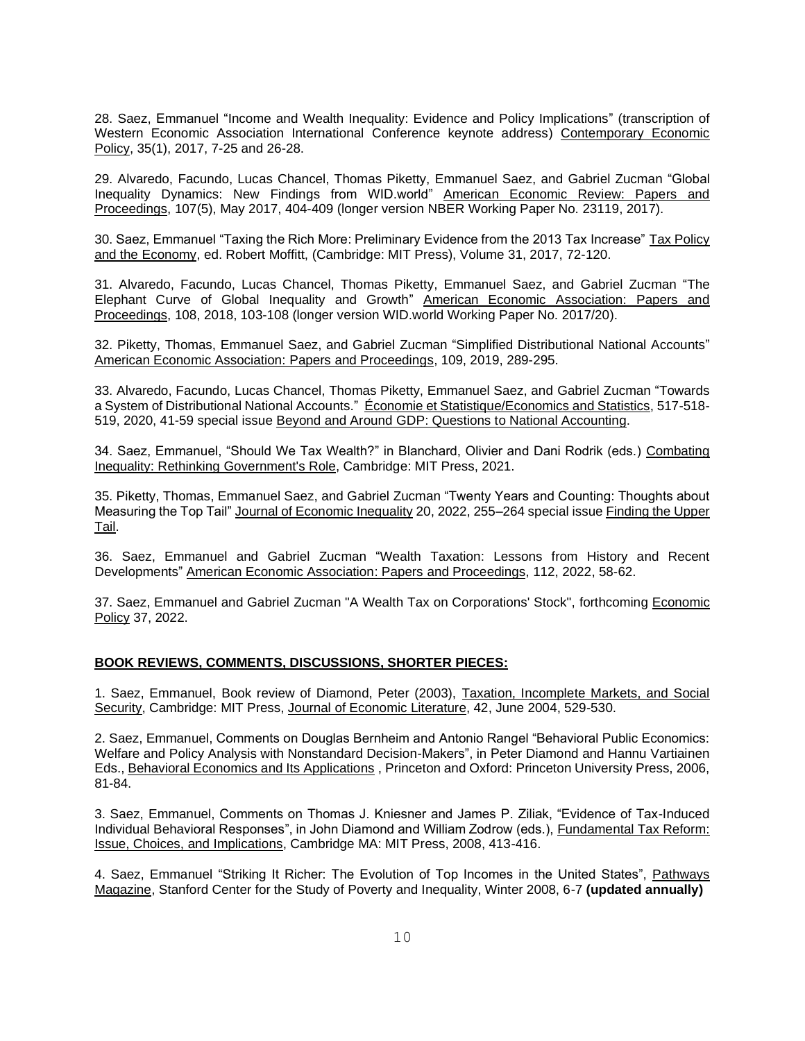28. Saez, Emmanuel "Income and Wealth Inequality: Evidence and Policy Implications" (transcription of Western Economic Association International Conference keynote address) Contemporary Economic Policy, 35(1), 2017, 7-25 and 26-28.

29. Alvaredo, Facundo, Lucas Chancel, Thomas Piketty, Emmanuel Saez, and Gabriel Zucman "Global Inequality Dynamics: New Findings from WID.world" American Economic Review: Papers and Proceedings, 107(5), May 2017, 404-409 (longer version NBER Working Paper No. 23119, 2017).

30. Saez, Emmanuel "Taxing the Rich More: Preliminary Evidence from the 2013 Tax Increase" Tax Policy and the Economy, ed. Robert Moffitt, (Cambridge: MIT Press), Volume 31, 2017, 72-120.

31. Alvaredo, Facundo, Lucas Chancel, Thomas Piketty, Emmanuel Saez, and Gabriel Zucman "The Elephant Curve of Global Inequality and Growth" American Economic Association: Papers and Proceedings, 108, 2018, 103-108 (longer version WID.world Working Paper No. 2017/20).

32. Piketty, Thomas, Emmanuel Saez, and Gabriel Zucman "Simplified Distributional National Accounts" American Economic Association: Papers and Proceedings, 109, 2019, 289-295.

33. Alvaredo, Facundo, Lucas Chancel, Thomas Piketty, Emmanuel Saez, and Gabriel Zucman "Towards a System of Distributional National Accounts." Économie et Statistique/Economics and Statistics, 517-518-519, 2020, 41-59 special issue Beyond and Around GDP: Questions to National Accounting.

34. Saez, Emmanuel, "Should We Tax Wealth?" in Blanchard, Olivier and Dani Rodrik (eds.) Combating Inequality: Rethinking Government's Role, Cambridge: MIT Press, 2021.

35. Piketty, Thomas, Emmanuel Saez, and Gabriel Zucman "Twenty Years and Counting: Thoughts about Measuring the Top Tail" Journal of Economic Inequality 20, 2022, 255–264 special issue Finding the Upper Tail.

36. Saez, Emmanuel and Gabriel Zucman "Wealth Taxation: Lessons from History and Recent Developments" American Economic Association: Papers and Proceedings, 112, 2022, 58-62.

37. Saez, Emmanuel and Gabriel Zucman "A Wealth Tax on Corporations' Stock", forthcoming Economic Policy 37, 2022.

## BOOK REVIEWS, COMMENTS, DISCUSSIONS, SHORTER PIECES:

1. Saez, Emmanuel, Book review of Diamond, Peter (2003), Taxation, Incomplete Markets, and Social Security, Cambridge: MIT Press, Journal of Economic Literature, 42, June 2004, 529-530.

2. Saez, Emmanuel, Comments on Douglas Bernheim and Antonio Rangel "Behavioral Public Economics: Welfare and Policy Analysis with Nonstandard Decision-Makers", in Peter Diamond and Hannu Vartiainen Eds., Behavioral Economics and Its Applications , Princeton and Oxford: Princeton University Press, 2006, 81-84.

3. Saez, Emmanuel, Comments on Thomas J. Kniesner and James P. Ziliak, "Evidence of Tax-Induced Individual Behavioral Responses", in John Diamond and William Zodrow (eds.), Fundamental Tax Reform: Issue, Choices, and Implications, Cambridge MA: MIT Press, 2008, 413-416.

4. Saez, Emmanuel "Striking It Richer: The Evolution of Top Incomes in the United States", Pathways Magazine, Stanford Center for the Study of Poverty and Inequality, Winter 2008, 6-7 **(updated annually)**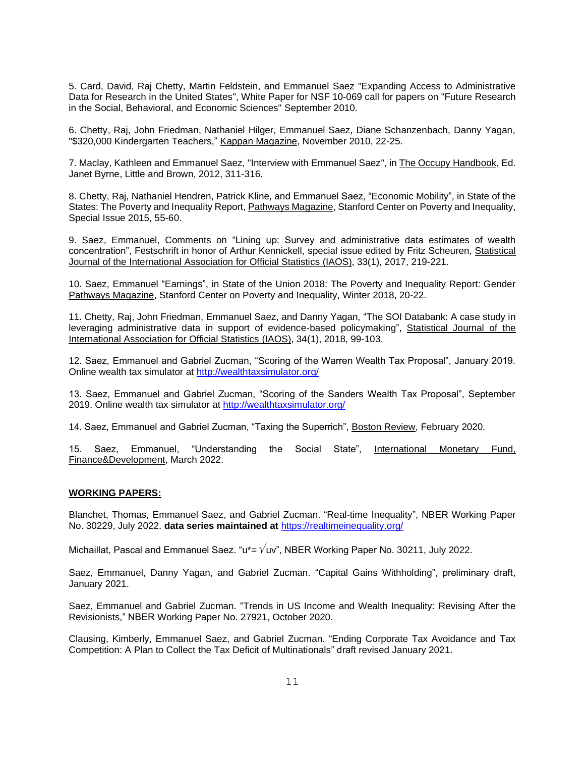5. Card, David, Raj Chetty, Martin Feldstein, and Emmanuel Saez "Expanding Access to Administrative Data for Research in the United States", White Paper for NSF 10-069 call for papers on "Future Research in the Social, Behavioral, and Economic Sciences" September 2010.

6. Chetty, Raj, John Friedman, Nathaniel Hilger, Emmanuel Saez, Diane Schanzenbach, Danny Yagan, "$320,000 Kindergarten Teachers," Kappan Magazine, November 2010, 22-25.

7. Maclay, Kathleen and Emmanuel Saez, "Interview with Emmanuel Saez", in The Occupy Handbook, Ed. Janet Byrne, Little and Brown, 2012, 311-316.

8. Chetty, Raj, Nathaniel Hendren, Patrick Kline, and Emmanuel Saez, "Economic Mobility", in State of the States: The Poverty and Inequality Report, Pathways Magazine, Stanford Center on Poverty and Inequality, Special Issue 2015, 55-60.

9. Saez, Emmanuel, Comments on "Lining up: Survey and administrative data estimates of wealth concentration", Festschrift in honor of Arthur Kennickell, special issue edited by Fritz Scheuren, Statistical Journal of the International Association for Official Statistics (IAOS), 33(1), 2017, 219-221.

10. Saez, Emmanuel "Earnings", in State of the Union 2018: The Poverty and Inequality Report: Gender Pathways Magazine, Stanford Center on Poverty and Inequality, Winter 2018, 20-22.

11. Chetty, Raj, John Friedman, Emmanuel Saez, and Danny Yagan, "The SOI Databank: A case study in leveraging administrative data in support of evidence-based policymaking", Statistical Journal of the International Association for Official Statistics (IAOS), 34(1), 2018, 99-103.

12. Saez, Emmanuel and Gabriel Zucman, "Scoring of the Warren Wealth Tax Proposal", January 2019. Online wealth tax simulator at http://wealthtaxsimulator.org/

13. Saez, Emmanuel and Gabriel Zucman, "Scoring of the Sanders Wealth Tax Proposal", September 2019. Online wealth tax simulator at http://wealthtaxsimulator.org/

14. Saez, Emmanuel and Gabriel Zucman, "Taxing the Superrich", Boston Review, February 2020.

15. Saez, Emmanuel, "Understanding the Social State", International Monetary Fund, Finance&Development, March 2022.

## WORKING PAPERS:

Blanchet, Thomas, Emmanuel Saez, and Gabriel Zucman. "Real-time Inequality", NBER Working Paper No. 30229, July 2022. **data series maintained at** https://realtimeinequality.org/

Michaillat, Pascal and Emmanuel Saez. "$u^* = \sqrt{uv}$", NBER Working Paper No. 30211, July 2022.

Saez, Emmanuel, Danny Yagan, and Gabriel Zucman. "Capital Gains Withholding", preliminary draft, January 2021.

Saez, Emmanuel and Gabriel Zucman. "Trends in US Income and Wealth Inequality: Revising After the Revisionists," NBER Working Paper No. 27921, October 2020.

Clausing, Kimberly, Emmanuel Saez, and Gabriel Zucman. "Ending Corporate Tax Avoidance and Tax Competition: A Plan to Collect the Tax Deficit of Multinationals" draft revised January 2021.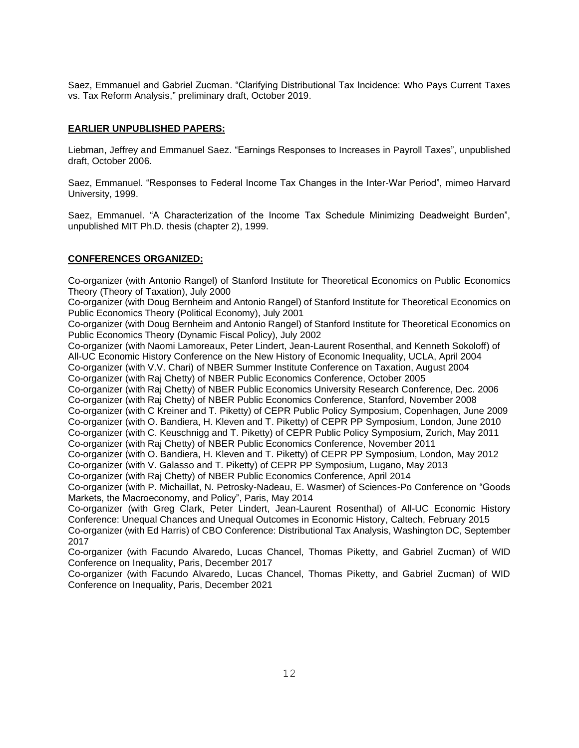Saez, Emmanuel and Gabriel Zucman. “Clarifying Distributional Tax Incidence: Who Pays Current Taxes vs. Tax Reform Analysis,” preliminary draft, October 2019.

**EARLIER UNPUBLISHED PAPERS:**

Liebman, Jeffrey and Emmanuel Saez. “Earnings Responses to Increases in Payroll Taxes”, unpublished draft, October 2006.

Saez, Emmanuel. “Responses to Federal Income Tax Changes in the Inter-War Period”, mimeo Harvard University, 1999.

Saez, Emmanuel. “A Characterization of the Income Tax Schedule Minimizing Deadweight Burden”, unpublished MIT Ph.D. thesis (chapter 2), 1999.

**CONFERENCES ORGANIZED:**

Co-organizer (with Antonio Rangel) of Stanford Institute for Theoretical Economics on Public Economics Theory (Theory of Taxation), July 2000
Co-organizer (with Doug Bernheim and Antonio Rangel) of Stanford Institute for Theoretical Economics on Public Economics Theory (Political Economy), July 2001
Co-organizer (with Doug Bernheim and Antonio Rangel) of Stanford Institute for Theoretical Economics on Public Economics Theory (Dynamic Fiscal Policy), July 2002
Co-organizer (with Naomi Lamoreaux, Peter Lindert, Jean-Laurent Rosenthal, and Kenneth Sokoloff) of All-UC Economic History Conference on the New History of Economic Inequality, UCLA, April 2004
Co-organizer (with V.V. Chari) of NBER Summer Institute Conference on Taxation, August 2004
Co-organizer (with Raj Chetty) of NBER Public Economics Conference, October 2005
Co-organizer (with Raj Chetty) of NBER Public Economics University Research Conference, Dec. 2006
Co-organizer (with Raj Chetty) of NBER Public Economics Conference, Stanford, November 2008
Co-organizer (with C Kreiner and T. Piketty) of CEPR Public Policy Symposium, Copenhagen, June 2009
Co-organizer (with O. Bandiera, H. Kleven and T. Piketty) of CEPR PP Symposium, London, June 2010
Co-organizer (with C. Keuschnigg and T. Piketty) of CEPR Public Policy Symposium, Zurich, May 2011
Co-organizer (with Raj Chetty) of NBER Public Economics Conference, November 2011
Co-organizer (with O. Bandiera, H. Kleven and T. Piketty) of CEPR PP Symposium, London, May 2012
Co-organizer (with V. Galasso and T. Piketty) of CEPR PP Symposium, Lugano, May 2013
Co-organizer (with Raj Chetty) of NBER Public Economics Conference, April 2014
Co-organizer (with P. Michaillat, N. Petrosky-Nadeau, E. Wasmer) of Sciences-Po Conference on “Goods Markets, the Macroeconomy, and Policy”, Paris, May 2014
Co-organizer (with Greg Clark, Peter Lindert, Jean-Laurent Rosenthal) of All-UC Economic History Conference: Unequal Chances and Unequal Outcomes in Economic History, Caltech, February 2015
Co-organizer (with Ed Harris) of CBO Conference: Distributional Tax Analysis, Washington DC, September 2017
Co-organizer (with Facundo Alvaredo, Lucas Chancel, Thomas Piketty, and Gabriel Zucman) of WID Conference on Inequality, Paris, December 2017
Co-organizer (with Facundo Alvaredo, Lucas Chancel, Thomas Piketty, and Gabriel Zucman) of WID Conference on Inequality, Paris, December 2021